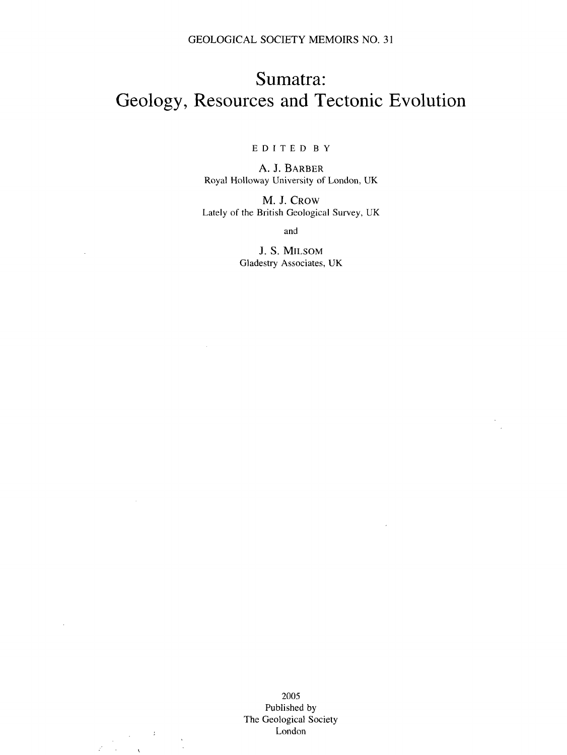GEOLOGICAL SOCIETY MEMOIRS NO. 31

# Sumatra: Geology, Resources and Tectonic Evolution

EDITED BY

A. J. BARBER
Royal Holloway University of London, UK

M. J. CROW
Lately of the British Geological Survey, UK

and

J. S. MILSOM
Gladestry Associates, UK

2005
Published by
The Geological Society
London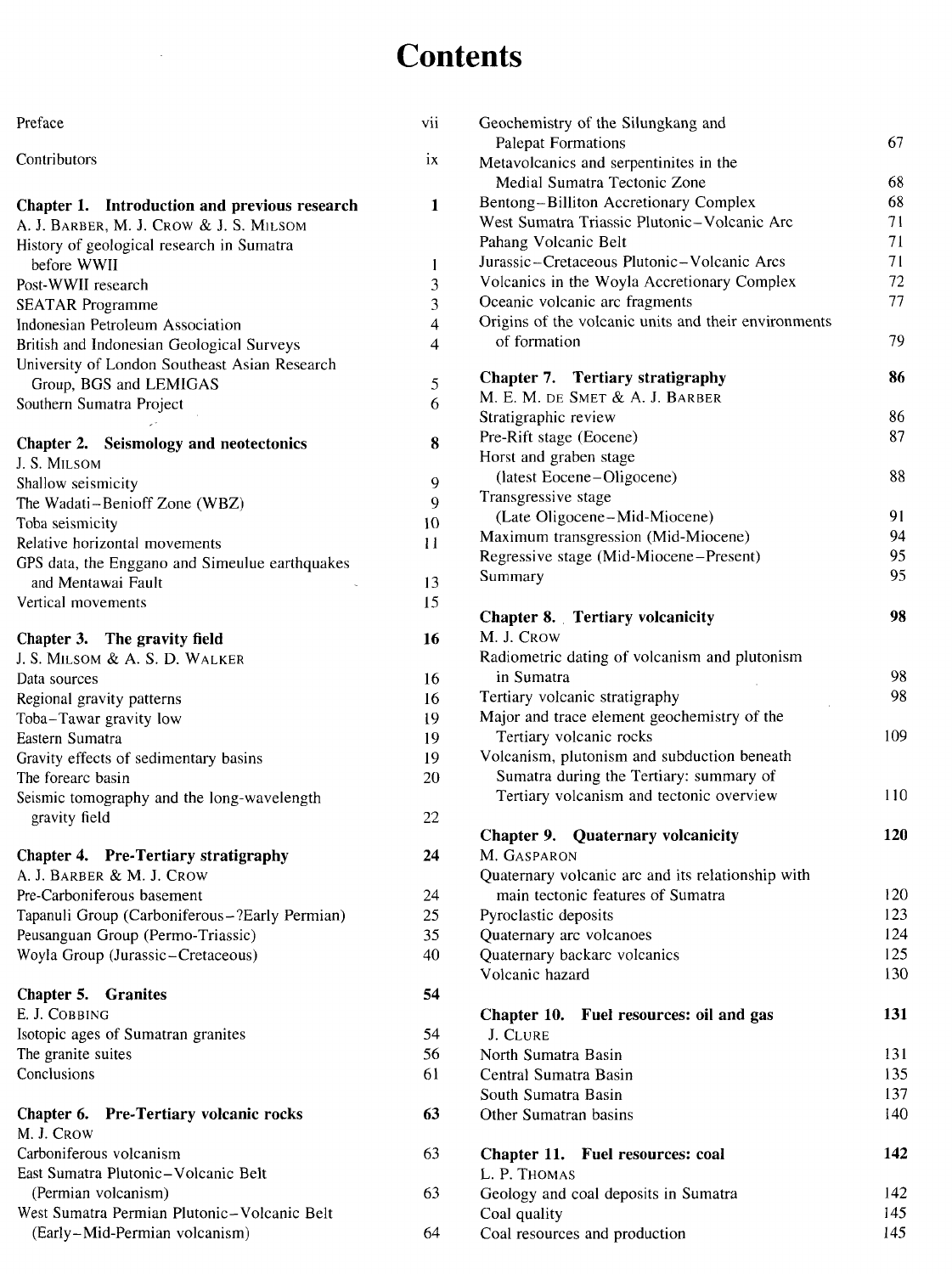# Contents

Preface vii

Contributors ix

**Chapter 1. Introduction and previous research** **1**

A. J. Barber, M. J. Crow & J. S. Milsom

History of geological research in Sumatra before WWII 1

Post-WWII research 3

SEATAR Programme 3

Indonesian Petroleum Association 4

British and Indonesian Geological Surveys 4

University of London Southeast Asian Research Group, BGS and LEMIGAS 5

Southern Sumatra Project 6

**Chapter 2. Seismology and neotectonics** **8**

J. S. Milsom

Shallow seismicity 9

The Wadati–Benioff Zone (WBZ) 9

Toba seismicity 10

Relative horizontal movements 11

GPS data, the Enggano and Simeulue earthquakes and Mentawai Fault 13

Vertical movements 15

**Chapter 3. The gravity field** **16**

J. S. Milsom & A. S. D. Walker

Data sources 16

Regional gravity patterns 16

Toba–Tawar gravity low 19

Eastern Sumatra 19

Gravity effects of sedimentary basins 19

The forearc basin 20

Seismic tomography and the long-wavelength gravity field 22

**Chapter 4. Pre-Tertiary stratigraphy** **24**

A. J. Barber & M. J. Crow

Pre-Carboniferous basement 24

Tapanuli Group (Carboniferous–?Early Permian) 25

Peusanguan Group (Permo-Triassic) 35

Woyla Group (Jurassic–Cretaceous) 40

**Chapter 5. Granites** **54**

E. J. Cobbing

Isotopic ages of Sumatran granites 54

The granite suites 56

Conclusions 61

**Chapter 6. Pre-Tertiary volcanic rocks** **63**

M. J. Crow

Carboniferous volcanism 63

East Sumatra Plutonic–Volcanic Belt (Permian volcanism) 63

West Sumatra Permian Plutonic–Volcanic Belt (Early–Mid-Permian volcanism) 64

Geochemistry of the Silungkang and Palepat Formations 67

Metavolcanics and serpentinites in the Medial Sumatra Tectonic Zone 68

Bentong–Billiton Accretionary Complex 68

West Sumatra Triassic Plutonic–Volcanic Arc 71

Pahang Volcanic Belt 71

Jurassic–Cretaceous Plutonic–Volcanic Arcs 71

Volcanics in the Woyla Accretionary Complex 72

Oceanic volcanic arc fragments 77

Origins of the volcanic units and their environments of formation 79

**Chapter 7. Tertiary stratigraphy** **86**

M. E. M. de Smet & A. J. Barber

Stratigraphic review 86

Pre-Rift stage (Eocene) 87

Horst and graben stage (latest Eocene–Oligocene) 88

Transgressive stage (Late Oligocene–Mid-Miocene) 91

Maximum transgression (Mid-Miocene) 94

Regressive stage (Mid-Miocene–Present) 95

Summary 95

**Chapter 8. Tertiary volcanicity** **98**

M. J. Crow

Radiometric dating of volcanism and plutonism in Sumatra 98

Tertiary volcanic stratigraphy 98

Major and trace element geochemistry of the Tertiary volcanic rocks 109

Volcanism, plutonism and subduction beneath Sumatra during the Tertiary: summary of Tertiary volcanism and tectonic overview 110

**Chapter 9. Quaternary volcanicity** **120**

M. Gasparon

Quaternary volcanic arc and its relationship with main tectonic features of Sumatra 120

Pyroclastic deposits 123

Quaternary arc volcanoes 124

Quaternary backarc volcanics 125

Volcanic hazard 130

**Chapter 10. Fuel resources: oil and gas** **131**

J. Clure

North Sumatra Basin 131

Central Sumatra Basin 135

South Sumatra Basin 137

Other Sumatran basins 140

**Chapter 11. Fuel resources: coal** **142**

L. P. Thomas

Geology and coal deposits in Sumatra 142

Coal quality 145

Coal resources and production 145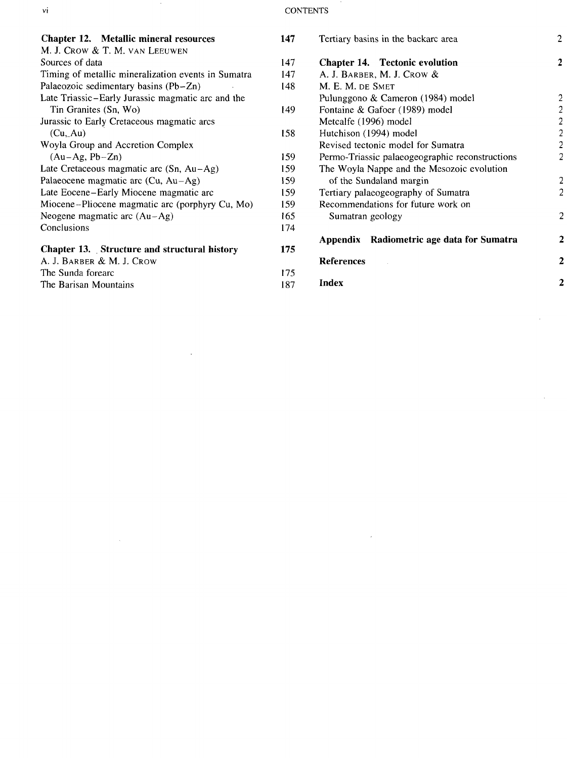**Chapter 12. Metallic mineral resources** **147**
M. J. Crow & T. M. van Leeuwen

Sources of data 147
Timing of metallic mineralization events in Sumatra 147
Palaeozoic sedimentary basins (Pb–Zn) 148
Late Triassic–Early Jurassic magmatic arc and the Tin Granites (Sn, Wo) 149
Jurassic to Early Cretaceous magmatic arcs (Cu, Au) 158
Woyla Group and Accretion Complex (Au–Ag, Pb–Zn) 159
Late Cretaceous magmatic arc (Sn, Au–Ag) 159
Palaeocene magmatic arc (Cu, Au–Ag) 159
Late Eocene–Early Miocene magmatic arc 159
Miocene–Pliocene magmatic arc (porphyry Cu, Mo) 159
Neogene magmatic arc (Au–Ag) 165
Conclusions 174

**Chapter 13. Structure and structural history** **175**
A. J. Barber & M. J. Crow

The Sunda forearc 175
The Barisan Mountains 187
Tertiary basins in the backarc area 2

**Chapter 14. Tectonic evolution** **2**
A. J. Barber, M. J. Crow & M. E. M. de Smet

Pulunggono & Cameron (1984) model 2
Fontaine & Gafoer (1989) model 2
Metcalfe (1996) model 2
Hutchison (1994) model 2
Revised tectonic model for Sumatra 2
Permo-Triassic palaeogeographic reconstructions 2
The Woyla Nappe and the Mesozoic evolution of the Sundaland margin 2
Tertiary palaeogeography of Sumatra 2
Recommendations for future work on Sumatran geology 2

**Appendix Radiometric age data for Sumatra** **2**

**References** **2**

**Index** **2**